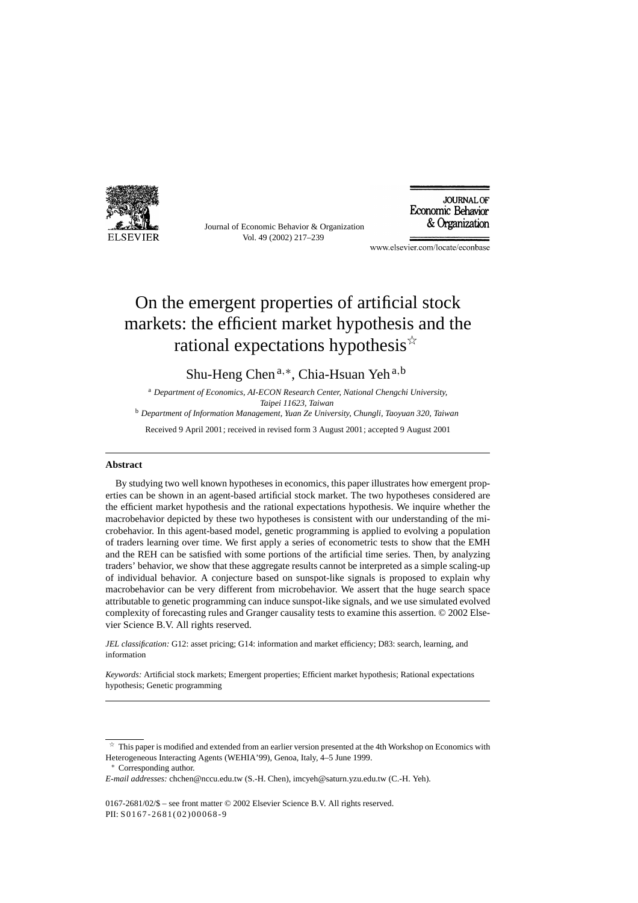# On the emergent properties of artificial stock markets: the efficient market hypothesis and the rational expectations hypothesis[☆]

Shu-Heng Chen[a,*], Chia-Hsuan Yeh[a,b]

[a] *Department of Economics, AI-ECON Research Center, National Chengchi University, Taipei 11623, Taiwan*

[b] *Department of Information Management, Yuan Ze University, Chungli, Taoyuan 320, Taiwan*

Received 9 April 2001; received in revised form 3 August 2001; accepted 9 August 2001

---

## Abstract

By studying two well known hypotheses in economics, this paper illustrates how emergent properties can be shown in an agent-based artificial stock market. The two hypotheses considered are the efficient market hypothesis and the rational expectations hypothesis. We inquire whether the macrobehavior depicted by these two hypotheses is consistent with our understanding of the microbehavior. In this agent-based model, genetic programming is applied to evolving a population of traders learning over time. We first apply a series of econometric tests to show that the EMH and the REH can be satisfied with some portions of the artificial time series. Then, by analyzing traders' behavior, we show that these aggregate results cannot be interpreted as a simple scaling-up of individual behavior. A conjecture based on sunspot-like signals is proposed to explain why macrobehavior can be very different from microbehavior. We assert that the huge search space attributable to genetic programming can induce sunspot-like signals, and we use simulated evolved complexity of forecasting rules and Granger causality tests to examine this assertion. © 2002 Elsevier Science B.V. All rights reserved.

*JEL classification:* G12: asset pricing; G14: information and market efficiency; D83: search, learning, and information

*Keywords:* Artificial stock markets; Emergent properties; Efficient market hypothesis; Rational expectations hypothesis; Genetic programming

---

[☆] This paper is modified and extended from an earlier version presented at the 4th Workshop on Economics with Heterogeneous Interacting Agents (WEHIA'99), Genoa, Italy, 4–5 June 1999.

[*] Corresponding author.

*E-mail addresses:* chchen@nccu.edu.tw (S.-H. Chen), imcyeh@saturn.yzu.edu.tw (C.-H. Yeh).

0167-2681/02/$ – see front matter © 2002 Elsevier Science B.V. All rights reserved.
PII: S0167-2681(02)00068-9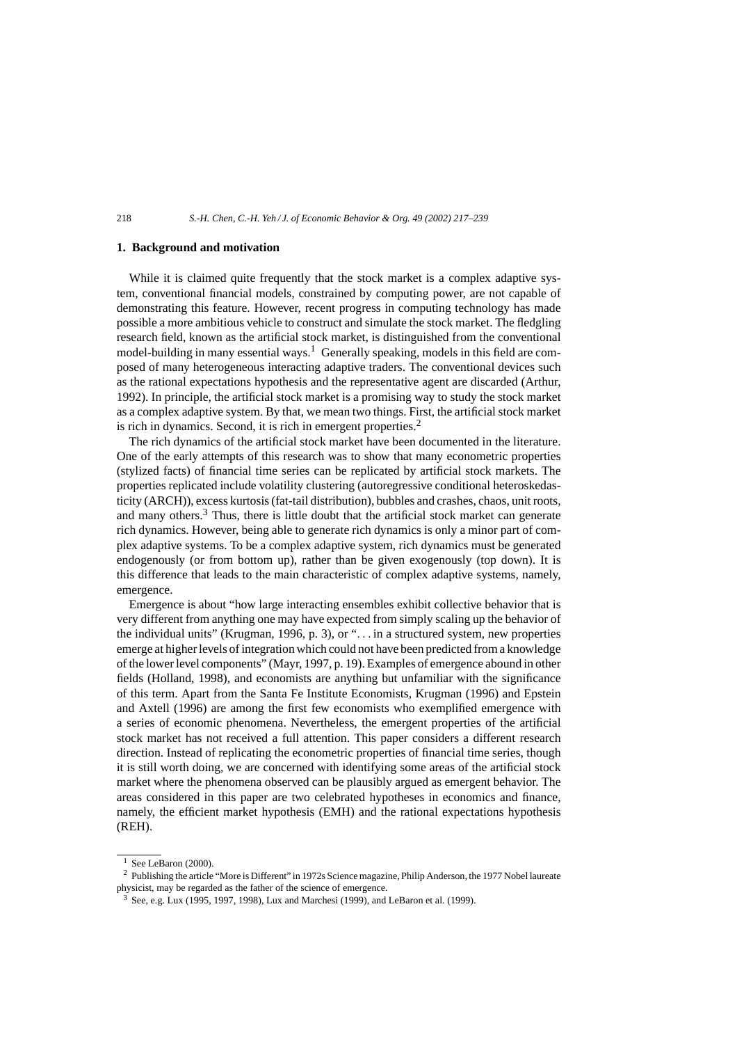## 1. Background and motivation

While it is claimed quite frequently that the stock market is a complex adaptive system, conventional financial models, constrained by computing power, are not capable of demonstrating this feature. However, recent progress in computing technology has made possible a more ambitious vehicle to construct and simulate the stock market. The fledgling research field, known as the artificial stock market, is distinguished from the conventional model-building in many essential ways.[1] Generally speaking, models in this field are composed of many heterogeneous interacting adaptive traders. The conventional devices such as the rational expectations hypothesis and the representative agent are discarded (Arthur, 1992). In principle, the artificial stock market is a promising way to study the stock market as a complex adaptive system. By that, we mean two things. First, the artificial stock market is rich in dynamics. Second, it is rich in emergent properties.[2]

The rich dynamics of the artificial stock market have been documented in the literature. One of the early attempts of this research was to show that many econometric properties (stylized facts) of financial time series can be replicated by artificial stock markets. The properties replicated include volatility clustering (autoregressive conditional heteroskedasticity (ARCH)), excess kurtosis (fat-tail distribution), bubbles and crashes, chaos, unit roots, and many others.[3] Thus, there is little doubt that the artificial stock market can generate rich dynamics. However, being able to generate rich dynamics is only a minor part of complex adaptive systems. To be a complex adaptive system, rich dynamics must be generated endogenously (or from bottom up), rather than be given exogenously (top down). It is this difference that leads to the main characteristic of complex adaptive systems, namely, emergence.

Emergence is about "how large interacting ensembles exhibit collective behavior that is very different from anything one may have expected from simply scaling up the behavior of the individual units" (Krugman, 1996, p. 3), or "... in a structured system, new properties emerge at higher levels of integration which could not have been predicted from a knowledge of the lower level components" (Mayr, 1997, p. 19). Examples of emergence abound in other fields (Holland, 1998), and economists are anything but unfamiliar with the significance of this term. Apart from the Santa Fe Institute Economists, Krugman (1996) and Epstein and Axtell (1996) are among the first few economists who exemplified emergence with a series of economic phenomena. Nevertheless, the emergent properties of the artificial stock market has not received a full attention. This paper considers a different research direction. Instead of replicating the econometric properties of financial time series, though it is still worth doing, we are concerned with identifying some areas of the artificial stock market where the phenomena observed can be plausibly argued as emergent behavior. The areas considered in this paper are two celebrated hypotheses in economics and finance, namely, the efficient market hypothesis (EMH) and the rational expectations hypothesis (REH).

[1] See LeBaron (2000).

[2] Publishing the article "More is Different" in 1972s Science magazine, Philip Anderson, the 1977 Nobel laureate physicist, may be regarded as the father of the science of emergence.

[3] See, e.g. Lux (1995, 1997, 1998), Lux and Marchesi (1999), and LeBaron et al. (1999).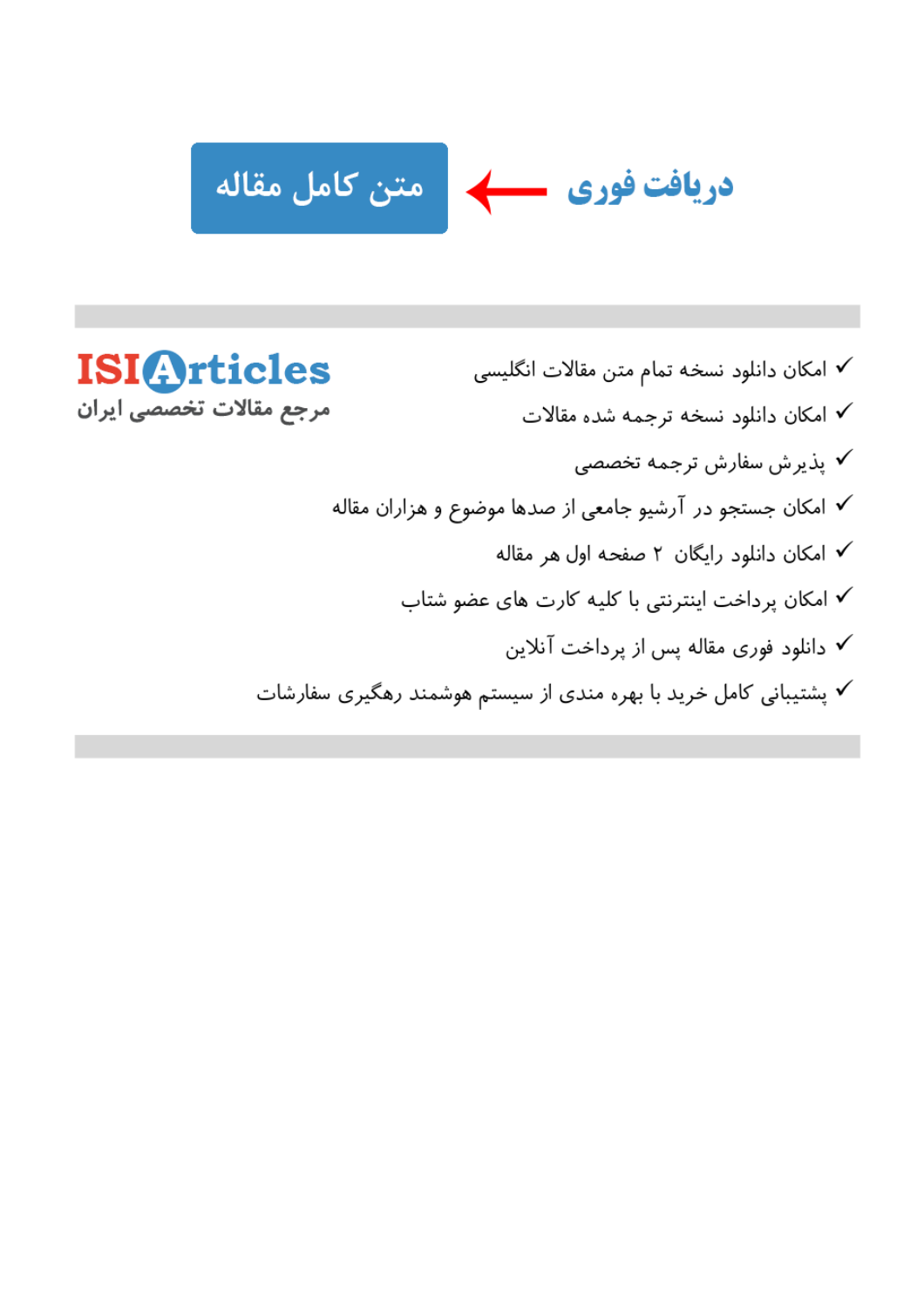**دریافت فوری** ← **متن کامل مقاله**

---

**ISIArticles**
**مرجع مقالات تخصصی ایران**

- ✓ امکان دانلود نسخه تمام متن مقالات انگلیسی
- ✓ امکان دانلود نسخه ترجمه شده مقالات
- ✓ پذیرش سفارش ترجمه تخصصی
- ✓ امکان جستجو در آرشیو جامعی از صدها موضوع و هزاران مقاله
- ✓ امکان دانلود رایگان ۲ صفحه اول هر مقاله
- ✓ امکان پرداخت اینترنتی با کلیه کارت های عضو شتاب
- ✓ دانلود فوری مقاله پس از پرداخت آنلاین
- ✓ پشتیبانی کامل خرید با بهره مندی از سیستم هوشمند رهگیری سفارشات

---